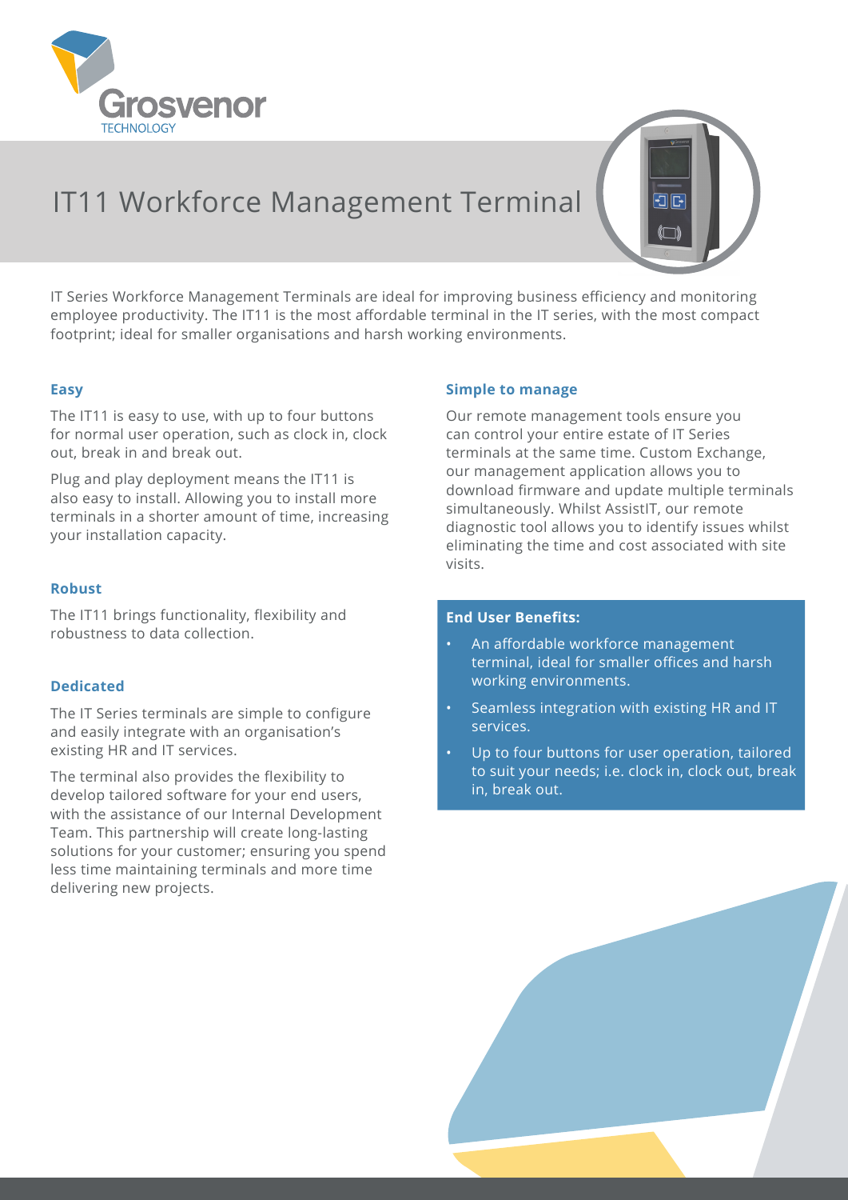Grosvenor TECHNOLOGY

# IT11 Workforce Management Terminal

IT Series Workforce Management Terminals are ideal for improving business efficiency and monitoring employee productivity. The IT11 is the most affordable terminal in the IT series, with the most compact footprint; ideal for smaller organisations and harsh working environments.

### Easy

The IT11 is easy to use, with up to four buttons for normal user operation, such as clock in, clock out, break in and break out.

Plug and play deployment means the IT11 is also easy to install. Allowing you to install more terminals in a shorter amount of time, increasing your installation capacity.

### Robust

The IT11 brings functionality, flexibility and robustness to data collection.

### Dedicated

The IT Series terminals are simple to configure and easily integrate with an organisation's existing HR and IT services.

The terminal also provides the flexibility to develop tailored software for your end users, with the assistance of our Internal Development Team. This partnership will create long-lasting solutions for your customer; ensuring you spend less time maintaining terminals and more time delivering new projects.

### Simple to manage

Our remote management tools ensure you can control your entire estate of IT Series terminals at the same time. Custom Exchange, our management application allows you to download firmware and update multiple terminals simultaneously. Whilst AssistIT, our remote diagnostic tool allows you to identify issues whilst eliminating the time and cost associated with site visits.

### End User Benefits:

- An affordable workforce management terminal, ideal for smaller offices and harsh working environments.
- Seamless integration with existing HR and IT services.
- Up to four buttons for user operation, tailored to suit your needs; i.e. clock in, clock out, break in, break out.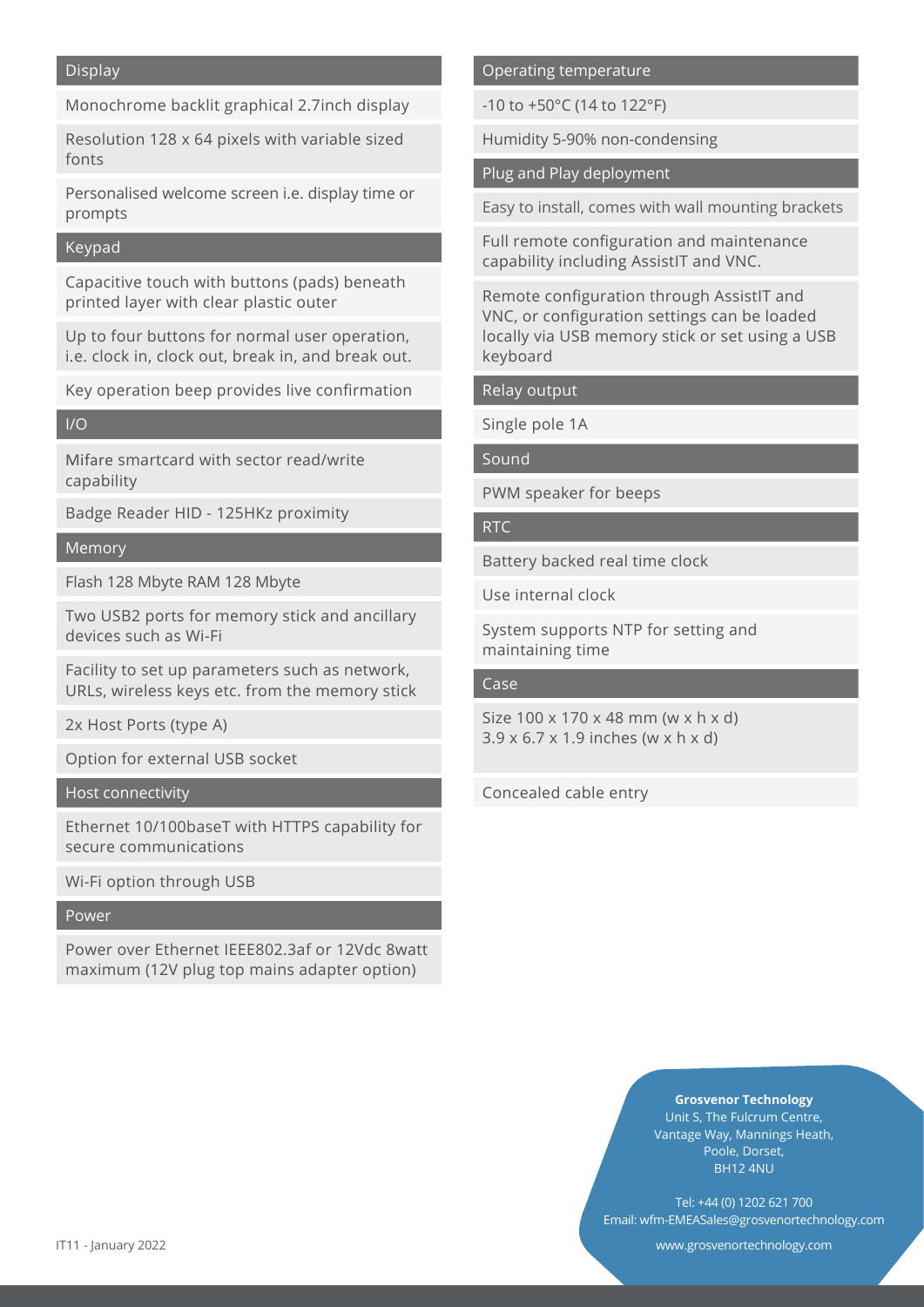## Display

Monochrome backlit graphical 2.7inch display

Resolution 128 x 64 pixels with variable sized fonts

Personalised welcome screen i.e. display time or prompts

## Keypad

Capacitive touch with buttons (pads) beneath printed layer with clear plastic outer

Up to four buttons for normal user operation, i.e. clock in, clock out, break in, and break out.

Key operation beep provides live confirmation

## I/O

Mifare smartcard with sector read/write capability

Badge Reader HID - 125HKz proximity

## Memory

Flash 128 Mbyte RAM 128 Mbyte

Two USB2 ports for memory stick and ancillary devices such as Wi-Fi

Facility to set up parameters such as network, URLs, wireless keys etc. from the memory stick

2x Host Ports (type A)

Option for external USB socket

## Host connectivity

Ethernet 10/100baseT with HTTPS capability for secure communications

Wi-Fi option through USB

## Power

Power over Ethernet IEEE802.3af or 12Vdc 8watt maximum (12V plug top mains adapter option)

## Operating temperature

-10 to +50°C (14 to 122°F)

Humidity 5-90% non-condensing

## Plug and Play deployment

Easy to install, comes with wall mounting brackets

Full remote configuration and maintenance capability including AssistIT and VNC.

Remote configuration through AssistIT and VNC, or configuration settings can be loaded locally via USB memory stick or set using a USB keyboard

## Relay output

Single pole 1A

## Sound

PWM speaker for beeps

## RTC

Battery backed real time clock

Use internal clock

System supports NTP for setting and maintaining time

## Case

Size 100 x 170 x 48 mm (w x h x d)
3.9 x 6.7 x 1.9 inches (w x h x d)

Concealed cable entry

IT11 - January 2022

**Grosvenor Technology**
Unit S, The Fulcrum Centre,
Vantage Way, Mannings Heath,
Poole, Dorset,
BH12 4NU

Tel: +44 (0) 1202 621 700
Email: wfm-EMEASales@grosvenortechnology.com

www.grosvenortechnology.com